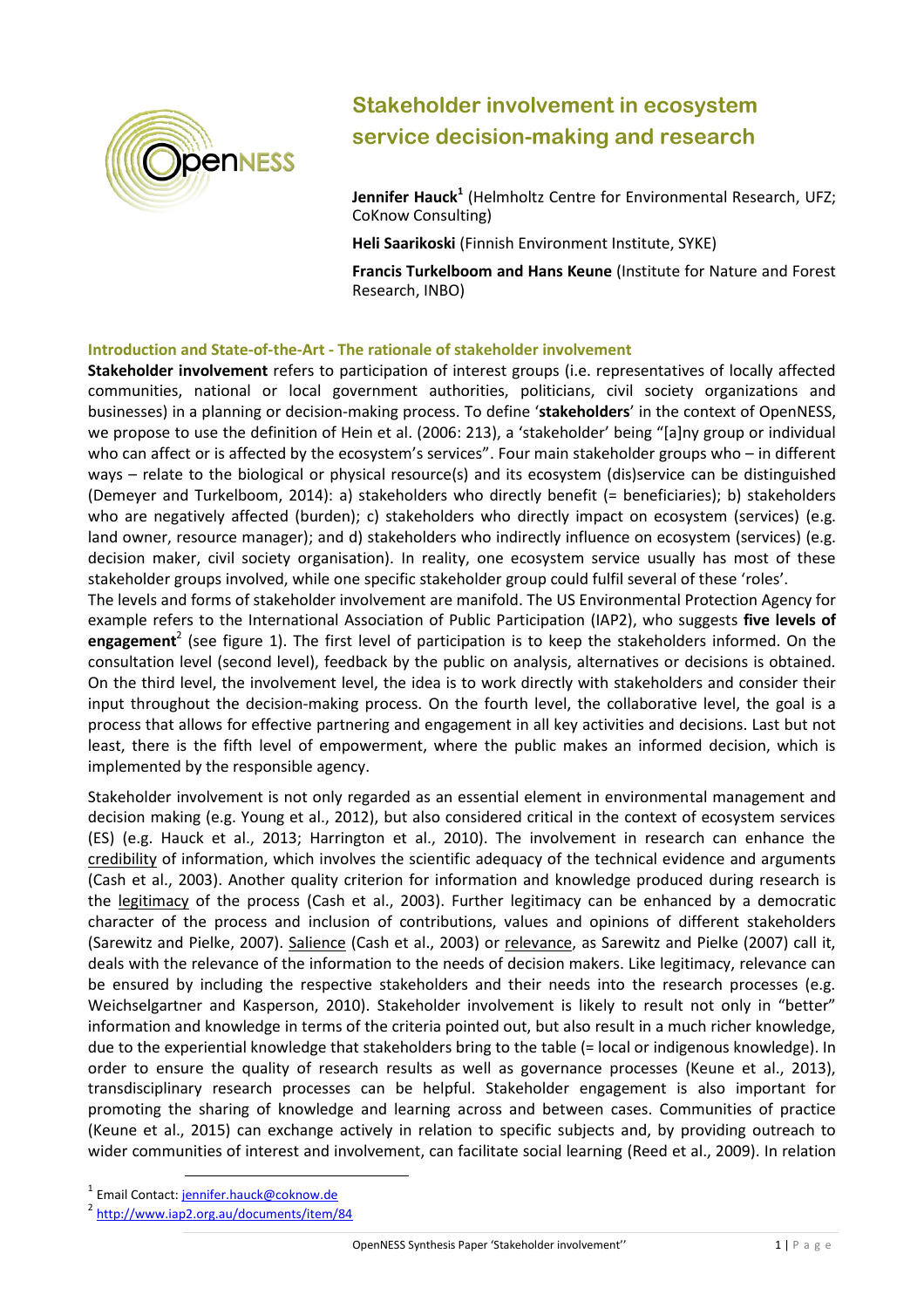# Stakeholder involvement in ecosystem service decision-making and research

**Jennifer Hauck**[1] (Helmholtz Centre for Environmental Research, UFZ; CoKnow Consulting)

**Heli Saarikoski** (Finnish Environment Institute, SYKE)

**Francis Turkelboom and Hans Keune** (Institute for Nature and Forest Research, INBO)

## Introduction and State-of-the-Art - The rationale of stakeholder involvement

**Stakeholder involvement** refers to participation of interest groups (i.e. representatives of locally affected communities, national or local government authorities, politicians, civil society organizations and businesses) in a planning or decision-making process. To define '**stakeholders**' in the context of OpenNESS, we propose to use the definition of Hein et al. (2006: 213), a 'stakeholder' being "[a]ny group or individual who can affect or is affected by the ecosystem's services". Four main stakeholder groups who – in different ways – relate to the biological or physical resource(s) and its ecosystem (dis)service can be distinguished (Demeyer and Turkelboom, 2014): a) stakeholders who directly benefit (= beneficiaries); b) stakeholders who are negatively affected (burden); c) stakeholders who directly impact on ecosystem (services) (e.g. land owner, resource manager); and d) stakeholders who indirectly influence on ecosystem (services) (e.g. decision maker, civil society organisation). In reality, one ecosystem service usually has most of these stakeholder groups involved, while one specific stakeholder group could fulfil several of these 'roles'.

The levels and forms of stakeholder involvement are manifold. The US Environmental Protection Agency for example refers to the International Association of Public Participation (IAP2), who suggests **five levels of engagement**[2] (see figure 1). The first level of participation is to keep the stakeholders informed. On the consultation level (second level), feedback by the public on analysis, alternatives or decisions is obtained. On the third level, the involvement level, the idea is to work directly with stakeholders and consider their input throughout the decision-making process. On the fourth level, the collaborative level, the goal is a process that allows for effective partnering and engagement in all key activities and decisions. Last but not least, there is the fifth level of empowerment, where the public makes an informed decision, which is implemented by the responsible agency.

Stakeholder involvement is not only regarded as an essential element in environmental management and decision making (e.g. Young et al., 2012), but also considered critical in the context of ecosystem services (ES) (e.g. Hauck et al., 2013; Harrington et al., 2010). The involvement in research can enhance the credibility of information, which involves the scientific adequacy of the technical evidence and arguments (Cash et al., 2003). Another quality criterion for information and knowledge produced during research is the legitimacy of the process (Cash et al., 2003). Further legitimacy can be enhanced by a democratic character of the process and inclusion of contributions, values and opinions of different stakeholders (Sarewitz and Pielke, 2007). Salience (Cash et al., 2003) or relevance, as Sarewitz and Pielke (2007) call it, deals with the relevance of the information to the needs of decision makers. Like legitimacy, relevance can be ensured by including the respective stakeholders and their needs into the research processes (e.g. Weichselgartner and Kasperson, 2010). Stakeholder involvement is likely to result not only in "better" information and knowledge in terms of the criteria pointed out, but also result in a much richer knowledge, due to the experiential knowledge that stakeholders bring to the table (= local or indigenous knowledge). In order to ensure the quality of research results as well as governance processes (Keune et al., 2013), transdisciplinary research processes can be helpful. Stakeholder engagement is also important for promoting the sharing of knowledge and learning across and between cases. Communities of practice (Keune et al., 2015) can exchange actively in relation to specific subjects and, by providing outreach to wider communities of interest and involvement, can facilitate social learning (Reed et al., 2009). In relation

[1] Email Contact: jennifer.hauck@coknow.de

[2] http://www.iap2.org.au/documents/item/84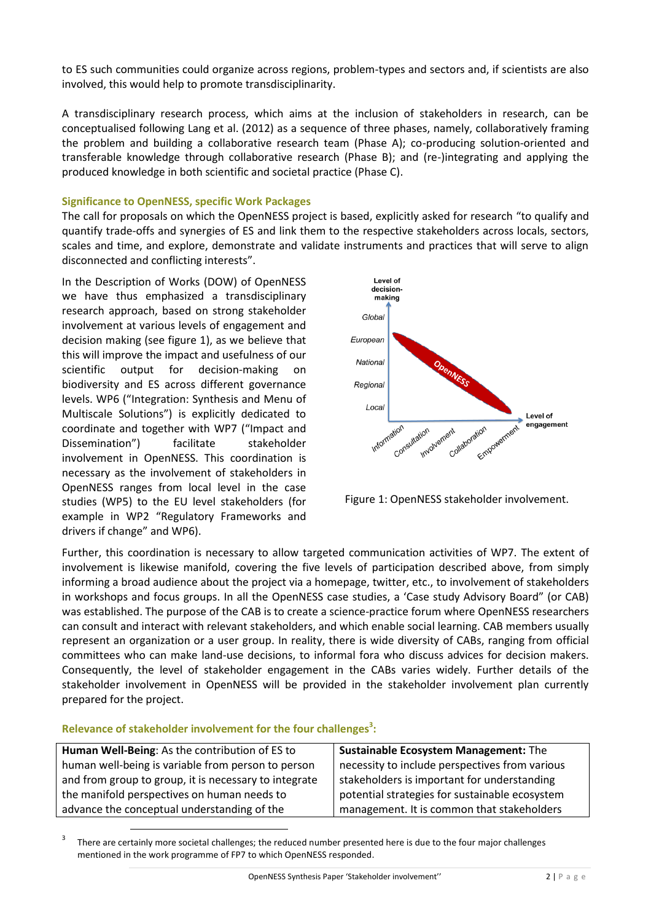to ES such communities could organize across regions, problem-types and sectors and, if scientists are also involved, this would help to promote transdisciplinarity.

A transdisciplinary research process, which aims at the inclusion of stakeholders in research, can be conceptualised following Lang et al. (2012) as a sequence of three phases, namely, collaboratively framing the problem and building a collaborative research team (Phase A); co-producing solution-oriented and transferable knowledge through collaborative research (Phase B); and (re-)integrating and applying the produced knowledge in both scientific and societal practice (Phase C).

### Significance to OpenNESS, specific Work Packages

The call for proposals on which the OpenNESS project is based, explicitly asked for research "to qualify and quantify trade-offs and synergies of ES and link them to the respective stakeholders across locals, sectors, scales and time, and explore, demonstrate and validate instruments and practices that will serve to align disconnected and conflicting interests".

In the Description of Works (DOW) of OpenNESS we have thus emphasized a transdisciplinary research approach, based on strong stakeholder involvement at various levels of engagement and decision making (see figure 1), as we believe that this will improve the impact and usefulness of our scientific output for decision-making on biodiversity and ES across different governance levels. WP6 ("Integration: Synthesis and Menu of Multiscale Solutions") is explicitly dedicated to coordinate and together with WP7 ("Impact and Dissemination") facilitate stakeholder involvement in OpenNESS. This coordination is necessary as the involvement of stakeholders in OpenNESS ranges from local level in the case studies (WP5) to the EU level stakeholders (for example in WP2 "Regulatory Frameworks and drivers if change" and WP6).

Figure 1: OpenNESS stakeholder involvement.

Further, this coordination is necessary to allow targeted communication activities of WP7. The extent of involvement is likewise manifold, covering the five levels of participation described above, from simply informing a broad audience about the project via a homepage, twitter, etc., to involvement of stakeholders in workshops and focus groups. In all the OpenNESS case studies, a 'Case study Advisory Board" (or CAB) was established. The purpose of the CAB is to create a science-practice forum where OpenNESS researchers can consult and interact with relevant stakeholders, and which enable social learning. CAB members usually represent an organization or a user group. In reality, there is wide diversity of CABs, ranging from official committees who can make land-use decisions, to informal fora who discuss advices for decision makers. Consequently, the level of stakeholder engagement in the CABs varies widely. Further details of the stakeholder involvement in OpenNESS will be provided in the stakeholder involvement plan currently prepared for the project.

### Relevance of stakeholder involvement for the four challenges[3]:

| **Human Well-Being**: As the contribution of ES to human well-being is variable from person to person and from group to group, it is necessary to integrate the manifold perspectives on human needs to advance the conceptual understanding of the | **Sustainable Ecosystem Management:** The necessity to include perspectives from various stakeholders is important for understanding potential strategies for sustainable ecosystem management. It is common that stakeholders |
|---|---|

[3] There are certainly more societal challenges; the reduced number presented here is due to the four major challenges mentioned in the work programme of FP7 to which OpenNESS responded.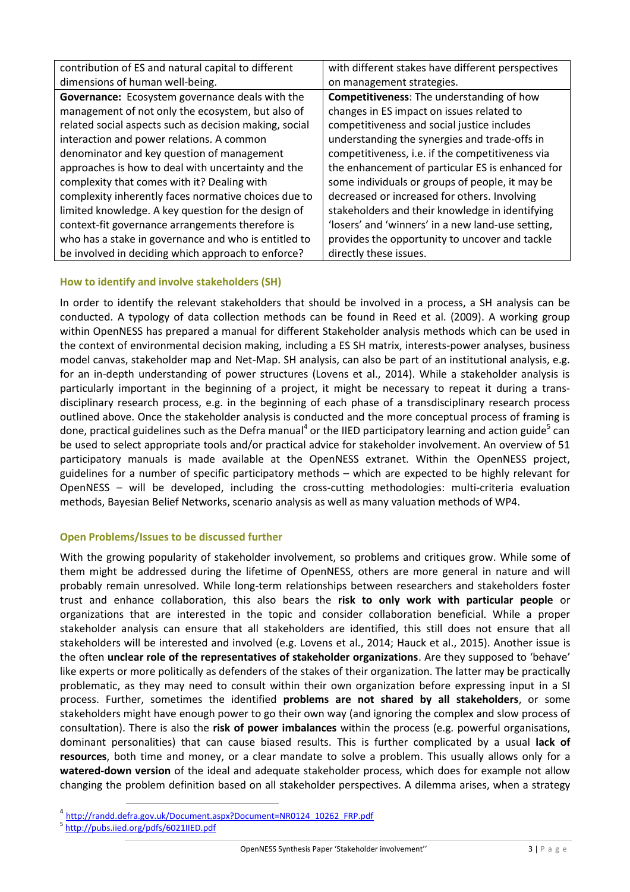| | |
|---|---|
| contribution of ES and natural capital to different dimensions of human well-being. | with different stakes have different perspectives on management strategies. |
| **Governance:** Ecosystem governance deals with the management of not only the ecosystem, but also of related social aspects such as decision making, social interaction and power relations. A common denominator and key question of management approaches is how to deal with uncertainty and the complexity that comes with it? Dealing with complexity inherently faces normative choices due to limited knowledge. A key question for the design of context-fit governance arrangements therefore is who has a stake in governance and who is entitled to be involved in deciding which approach to enforce? | **Competitiveness**: The understanding of how changes in ES impact on issues related to competitiveness and social justice includes understanding the synergies and trade-offs in competitiveness, i.e. if the competitiveness via the enhancement of particular ES is enhanced for some individuals or groups of people, it may be decreased or increased for others. Involving stakeholders and their knowledge in identifying 'losers' and 'winners' in a new land-use setting, provides the opportunity to uncover and tackle directly these issues. |

### How to identify and involve stakeholders (SH)

In order to identify the relevant stakeholders that should be involved in a process, a SH analysis can be conducted. A typology of data collection methods can be found in Reed et al. (2009). A working group within OpenNESS has prepared a manual for different Stakeholder analysis methods which can be used in the context of environmental decision making, including a ES SH matrix, interests-power analyses, business model canvas, stakeholder map and Net-Map. SH analysis, can also be part of an institutional analysis, e.g. for an in-depth understanding of power structures (Lovens et al., 2014). While a stakeholder analysis is particularly important in the beginning of a project, it might be necessary to repeat it during a trans-disciplinary research process, e.g. in the beginning of each phase of a transdisciplinary research process outlined above. Once the stakeholder analysis is conducted and the more conceptual process of framing is done, practical guidelines such as the Defra manual[4] or the IIED participatory learning and action guide[5] can be used to select appropriate tools and/or practical advice for stakeholder involvement. An overview of 51 participatory manuals is made available at the OpenNESS extranet. Within the OpenNESS project, guidelines for a number of specific participatory methods – which are expected to be highly relevant for OpenNESS – will be developed, including the cross-cutting methodologies: multi-criteria evaluation methods, Bayesian Belief Networks, scenario analysis as well as many valuation methods of WP4.

### Open Problems/Issues to be discussed further

With the growing popularity of stakeholder involvement, so problems and critiques grow. While some of them might be addressed during the lifetime of OpenNESS, others are more general in nature and will probably remain unresolved. While long-term relationships between researchers and stakeholders foster trust and enhance collaboration, this also bears the **risk to only work with particular people** or organizations that are interested in the topic and consider collaboration beneficial. While a proper stakeholder analysis can ensure that all stakeholders are identified, this still does not ensure that all stakeholders will be interested and involved (e.g. Lovens et al., 2014; Hauck et al., 2015). Another issue is the often **unclear role of the representatives of stakeholder organizations**. Are they supposed to 'behave' like experts or more politically as defenders of the stakes of their organization. The latter may be practically problematic, as they may need to consult within their own organization before expressing input in a SI process. Further, sometimes the identified **problems are not shared by all stakeholders**, or some stakeholders might have enough power to go their own way (and ignoring the complex and slow process of consultation). There is also the **risk of power imbalances** within the process (e.g. powerful organisations, dominant personalities) that can cause biased results. This is further complicated by a usual **lack of resources**, both time and money, or a clear mandate to solve a problem. This usually allows only for a **watered-down version** of the ideal and adequate stakeholder process, which does for example not allow changing the problem definition based on all stakeholder perspectives. A dilemma arises, when a strategy

---

[4] http://randd.defra.gov.uk/Document.aspx?Document=NR0124_10262_FRP.pdf

[5] http://pubs.iied.org/pdfs/6021IIED.pdf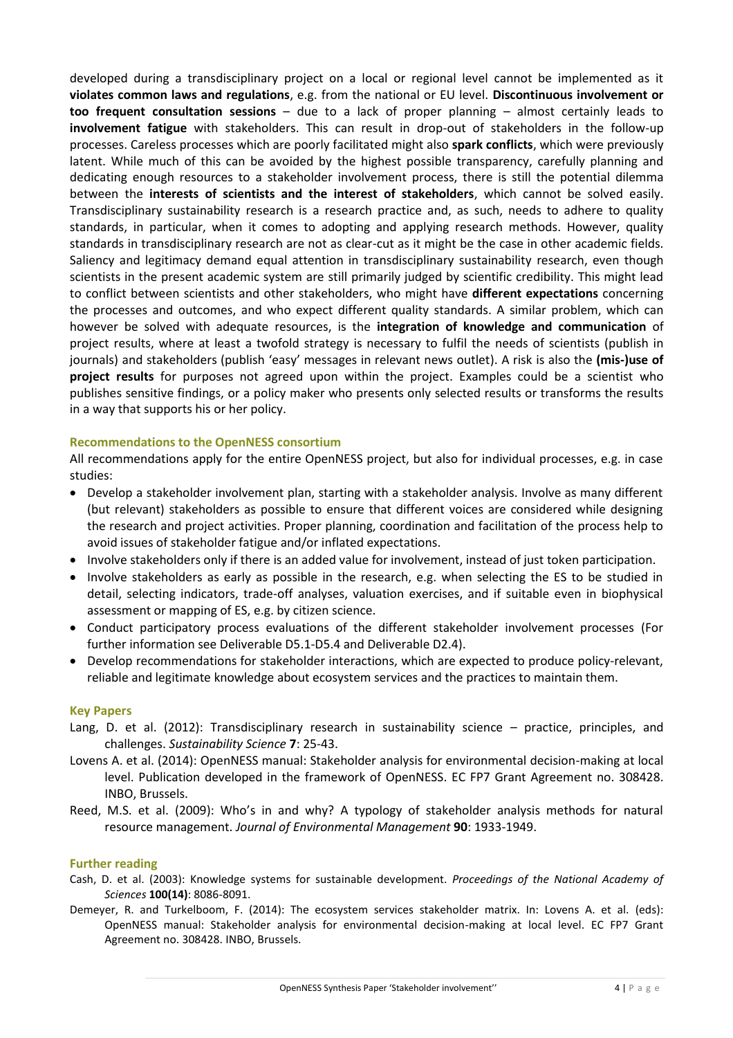developed during a transdisciplinary project on a local or regional level cannot be implemented as it **violates common laws and regulations**, e.g. from the national or EU level. **Discontinuous involvement or too frequent consultation sessions** – due to a lack of proper planning – almost certainly leads to **involvement fatigue** with stakeholders. This can result in drop-out of stakeholders in the follow-up processes. Careless processes which are poorly facilitated might also **spark conflicts**, which were previously latent. While much of this can be avoided by the highest possible transparency, carefully planning and dedicating enough resources to a stakeholder involvement process, there is still the potential dilemma between the **interests of scientists and the interest of stakeholders**, which cannot be solved easily. Transdisciplinary sustainability research is a research practice and, as such, needs to adhere to quality standards, in particular, when it comes to adopting and applying research methods. However, quality standards in transdisciplinary research are not as clear-cut as it might be the case in other academic fields. Saliency and legitimacy demand equal attention in transdisciplinary sustainability research, even though scientists in the present academic system are still primarily judged by scientific credibility. This might lead to conflict between scientists and other stakeholders, who might have **different expectations** concerning the processes and outcomes, and who expect different quality standards. A similar problem, which can however be solved with adequate resources, is the **integration of knowledge and communication** of project results, where at least a twofold strategy is necessary to fulfil the needs of scientists (publish in journals) and stakeholders (publish 'easy' messages in relevant news outlet). A risk is also the **(mis-)use of project results** for purposes not agreed upon within the project. Examples could be a scientist who publishes sensitive findings, or a policy maker who presents only selected results or transforms the results in a way that supports his or her policy.

### Recommendations to the OpenNESS consortium

All recommendations apply for the entire OpenNESS project, but also for individual processes, e.g. in case studies:

- Develop a stakeholder involvement plan, starting with a stakeholder analysis. Involve as many different (but relevant) stakeholders as possible to ensure that different voices are considered while designing the research and project activities. Proper planning, coordination and facilitation of the process help to avoid issues of stakeholder fatigue and/or inflated expectations.
- Involve stakeholders only if there is an added value for involvement, instead of just token participation.
- Involve stakeholders as early as possible in the research, e.g. when selecting the ES to be studied in detail, selecting indicators, trade-off analyses, valuation exercises, and if suitable even in biophysical assessment or mapping of ES, e.g. by citizen science.
- Conduct participatory process evaluations of the different stakeholder involvement processes (For further information see Deliverable D5.1-D5.4 and Deliverable D2.4).
- Develop recommendations for stakeholder interactions, which are expected to produce policy-relevant, reliable and legitimate knowledge about ecosystem services and the practices to maintain them.

### Key Papers

Lang, D. et al. (2012): Transdisciplinary research in sustainability science – practice, principles, and challenges. *Sustainability Science* **7**: 25-43.

Lovens A. et al. (2014): OpenNESS manual: Stakeholder analysis for environmental decision-making at local level. Publication developed in the framework of OpenNESS. EC FP7 Grant Agreement no. 308428. INBO, Brussels.

Reed, M.S. et al. (2009): Who's in and why? A typology of stakeholder analysis methods for natural resource management. *Journal of Environmental Management* **90**: 1933-1949.

### Further reading

Cash, D. et al. (2003): Knowledge systems for sustainable development. *Proceedings of the National Academy of Sciences* **100(14)**: 8086-8091.

Demeyer, R. and Turkelboom, F. (2014): The ecosystem services stakeholder matrix. In: Lovens A. et al. (eds): OpenNESS manual: Stakeholder analysis for environmental decision-making at local level. EC FP7 Grant Agreement no. 308428. INBO, Brussels.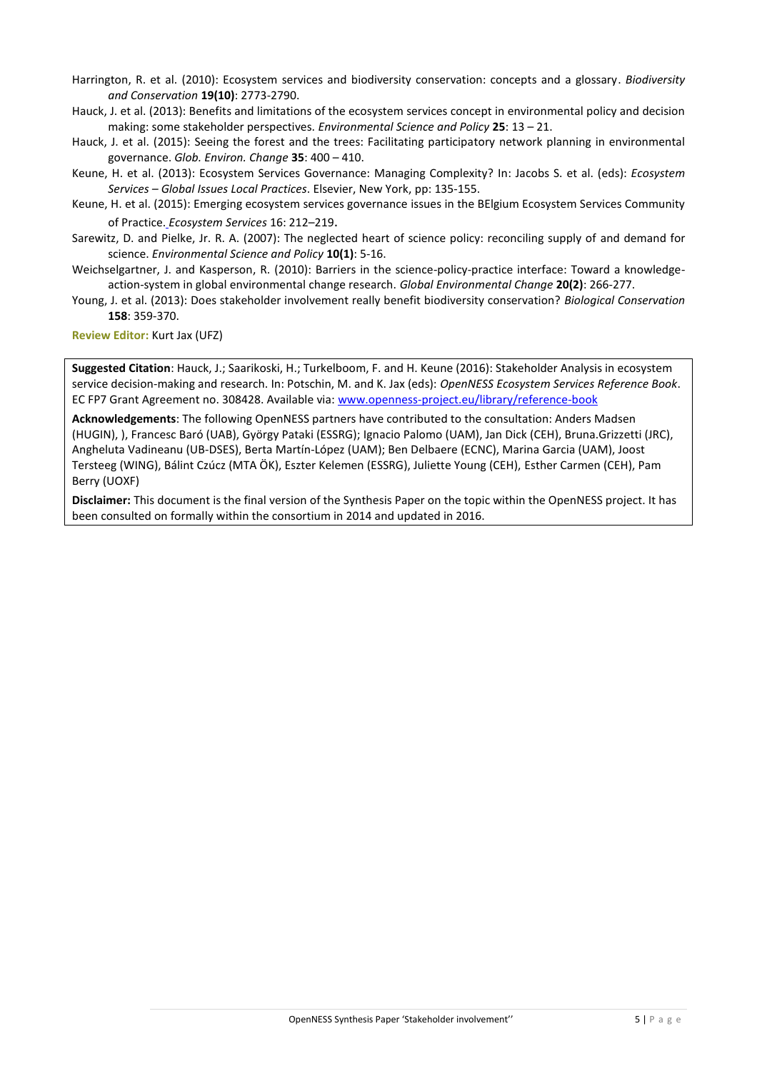Harrington, R. et al. (2010): Ecosystem services and biodiversity conservation: concepts and a glossary. *Biodiversity and Conservation* **19(10)**: 2773-2790.

Hauck, J. et al. (2013): Benefits and limitations of the ecosystem services concept in environmental policy and decision making: some stakeholder perspectives. *Environmental Science and Policy* **25**: 13 – 21.

Hauck, J. et al. (2015): Seeing the forest and the trees: Facilitating participatory network planning in environmental governance. *Glob. Environ. Change* **35**: 400 – 410.

Keune, H. et al. (2013): Ecosystem Services Governance: Managing Complexity? In: Jacobs S. et al. (eds): *Ecosystem Services – Global Issues Local Practices*. Elsevier, New York, pp: 135-155.

Keune, H. et al. (2015): Emerging ecosystem services governance issues in the BElgium Ecosystem Services Community of Practice. *Ecosystem Services* 16: 212–219.

Sarewitz, D. and Pielke, Jr. R. A. (2007): The neglected heart of science policy: reconciling supply of and demand for science. *Environmental Science and Policy* **10(1)**: 5-16.

Weichselgartner, J. and Kasperson, R. (2010): Barriers in the science-policy-practice interface: Toward a knowledge-action-system in global environmental change research. *Global Environmental Change* **20(2)**: 266-277.

Young, J. et al. (2013): Does stakeholder involvement really benefit biodiversity conservation? *Biological Conservation* **158**: 359-370.

**Review Editor:** Kurt Jax (UFZ)

**Suggested Citation**: Hauck, J.; Saarikoski, H.; Turkelboom, F. and H. Keune (2016): Stakeholder Analysis in ecosystem service decision-making and research. In: Potschin, M. and K. Jax (eds): *OpenNESS Ecosystem Services Reference Book*. EC FP7 Grant Agreement no. 308428. Available via: [www.openness-project.eu/library/reference-book](www.openness-project.eu/library/reference-book)

**Acknowledgements**: The following OpenNESS partners have contributed to the consultation: Anders Madsen (HUGIN), ), Francesc Baró (UAB), György Pataki (ESSRG); Ignacio Palomo (UAM), Jan Dick (CEH), Bruna.Grizzetti (JRC), Angheluta Vadineanu (UB-DSES), Berta Martín-López (UAM); Ben Delbaere (ECNC), Marina Garcia (UAM), Joost Tersteeg (WING), Bálint Czúcz (MTA ÖK), Eszter Kelemen (ESSRG), Juliette Young (CEH), Esther Carmen (CEH), Pam Berry (UOXF)

**Disclaimer:** This document is the final version of the Synthesis Paper on the topic within the OpenNESS project. It has been consulted on formally within the consortium in 2014 and updated in 2016.